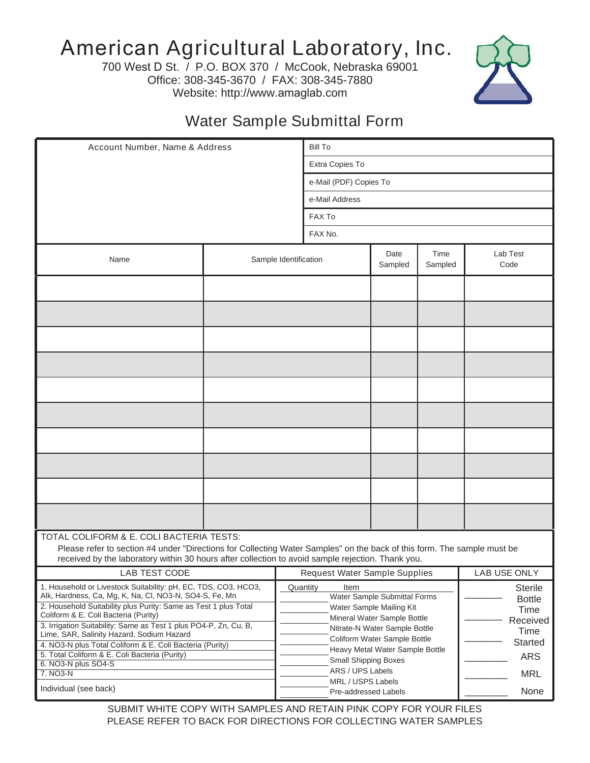# American Agricultural Laboratory, Inc.

700 West D St. / P.O. BOX 370 / McCook, Nebraska 69001
Office: 308-345-3670 / FAX: 308-345-7880
Website: http://www.amaglab.com

## Water Sample Submittal Form

| Account Number, Name & Address | |
|---|---|
| | Bill To |
| | Extra Copies To |
| | e-Mail (PDF) Copies To |
| | e-Mail Address |
| | FAX To |
| | FAX No. |

| Name | Sample Identification | Date Sampled | Time Sampled | Lab Test Code |
|---|---|---|---|---|
| | | | | |
| | | | | |
| | | | | |
| | | | | |
| | | | | |
| | | | | |
| | | | | |
| | | | | |
| | | | | |
| | | | | |

TOTAL COLIFORM & E. COLI BACTERIA TESTS:

Please refer to section #4 under "Directions for Collecting Water Samples" on the back of this form. The sample must be received by the laboratory within 30 hours after collection to avoid sample rejection. Thank you.

| LAB TEST CODE | Request Water Sample Supplies | | LAB USE ONLY | |
|---|---|---|---|---|
| | Quantity | Item | | |
| 1. Household or Livestock Suitability: pH, EC, TDS, CO3, HCO3, Alk, Hardness, Ca, Mg, K, Na, Cl, NO3-N, SO4-S, Fe, Mn | ______ | Water Sample Submittal Forms | ______ | Sterile Bottle |
| 2. Household Suitability plus Purity: Same as Test 1 plus Total Coliform & E. Coli Bacteria (Purity) | ______ | Water Sample Mailing Kit | | |
| | ______ | Mineral Water Sample Bottle | ______ | Time Received |
| 3. Irrigation Suitability: Same as Test 1 plus PO4-P, Zn, Cu, B, Lime, SAR, Salinity Hazard, Sodium Hazard | ______ | Nitrate-N Water Sample Bottle | | |
| 4. NO3-N plus Total Coliform & E. Coli Bacteria (Purity) | ______ | Coliform Water Sample Bottle | ______ | Time Started |
| 5. Total Coliform & E. Coli Bacteria (Purity) | ______ | Heavy Metal Water Sample Bottle | | |
| 6. NO3-N plus SO4-S | ______ | Small Shipping Boxes | ______ | ARS |
| 7. NO3-N | ______ | ARS / UPS Labels | | |
| | ______ | MRL / USPS Labels | ______ | MRL |
| Individual (see back) | ______ | Pre-addressed Labels | ______ | None |

SUBMIT WHITE COPY WITH SAMPLES AND RETAIN PINK COPY FOR YOUR FILES
PLEASE REFER TO BACK FOR DIRECTIONS FOR COLLECTING WATER SAMPLES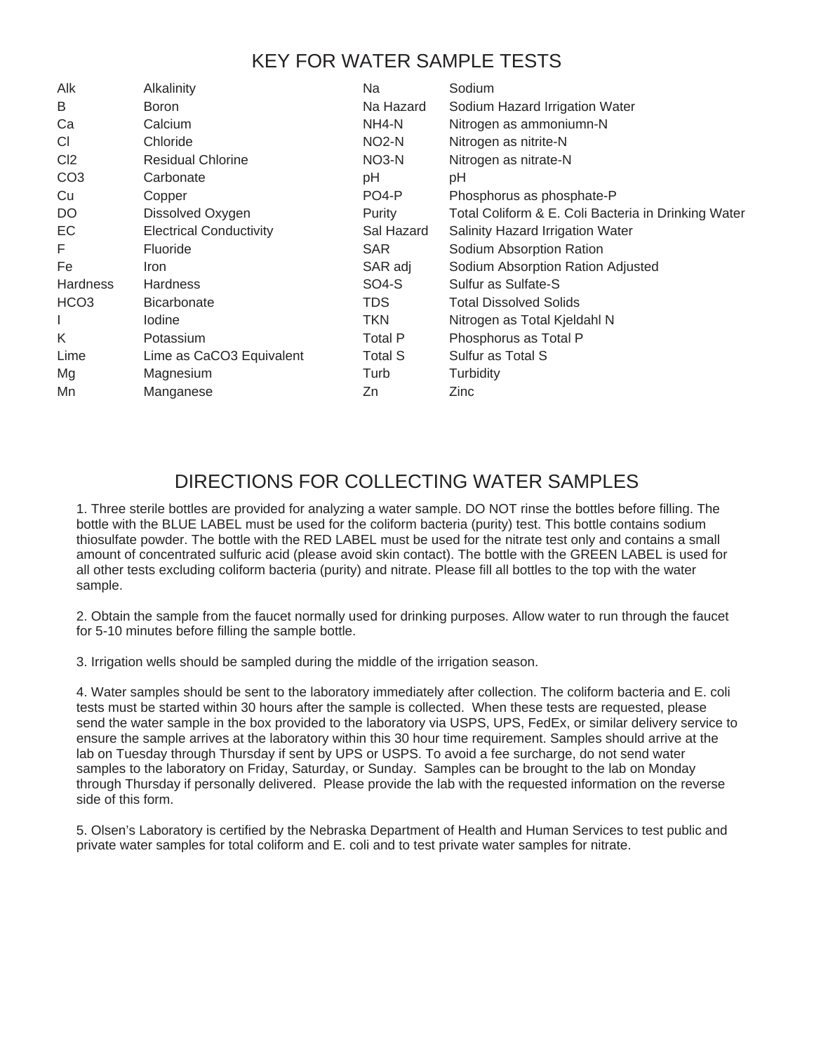# KEY FOR WATER SAMPLE TESTS

| | | | |
|---|---|---|---|
| Alk | Alkalinity | Na | Sodium |
| B | Boron | Na Hazard | Sodium Hazard Irrigation Water |
| Ca | Calcium | NH4-N | Nitrogen as ammoniumn-N |
| Cl | Chloride | NO2-N | Nitrogen as nitrite-N |
| Cl2 | Residual Chlorine | NO3-N | Nitrogen as nitrate-N |
| CO3 | Carbonate | pH | pH |
| Cu | Copper | PO4-P | Phosphorus as phosphate-P |
| DO | Dissolved Oxygen | Purity | Total Coliform & E. Coli Bacteria in Drinking Water |
| EC | Electrical Conductivity | Sal Hazard | Salinity Hazard Irrigation Water |
| F | Fluoride | SAR | Sodium Absorption Ration |
| Fe | Iron | SAR adj | Sodium Absorption Ration Adjusted |
| Hardness | Hardness | SO4-S | Sulfur as Sulfate-S |
| HCO3 | Bicarbonate | TDS | Total Dissolved Solids |
| I | Iodine | TKN | Nitrogen as Total Kjeldahl N |
| K | Potassium | Total P | Phosphorus as Total P |
| Lime | Lime as CaCO3 Equivalent | Total S | Sulfur as Total S |
| Mg | Magnesium | Turb | Turbidity |
| Mn | Manganese | Zn | Zinc |

# DIRECTIONS FOR COLLECTING WATER SAMPLES

1. Three sterile bottles are provided for analyzing a water sample. DO NOT rinse the bottles before filling. The bottle with the BLUE LABEL must be used for the coliform bacteria (purity) test. This bottle contains sodium thiosulfate powder. The bottle with the RED LABEL must be used for the nitrate test only and contains a small amount of concentrated sulfuric acid (please avoid skin contact). The bottle with the GREEN LABEL is used for all other tests excluding coliform bacteria (purity) and nitrate. Please fill all bottles to the top with the water sample.

2. Obtain the sample from the faucet normally used for drinking purposes. Allow water to run through the faucet for 5-10 minutes before filling the sample bottle.

3. Irrigation wells should be sampled during the middle of the irrigation season.

4. Water samples should be sent to the laboratory immediately after collection. The coliform bacteria and E. coli tests must be started within 30 hours after the sample is collected. When these tests are requested, please send the water sample in the box provided to the laboratory via USPS, UPS, FedEx, or similar delivery service to ensure the sample arrives at the laboratory within this 30 hour time requirement. Samples should arrive at the lab on Tuesday through Thursday if sent by UPS or USPS. To avoid a fee surcharge, do not send water samples to the laboratory on Friday, Saturday, or Sunday. Samples can be brought to the lab on Monday through Thursday if personally delivered. Please provide the lab with the requested information on the reverse side of this form.

5. Olsen's Laboratory is certified by the Nebraska Department of Health and Human Services to test public and private water samples for total coliform and E. coli and to test private water samples for nitrate.